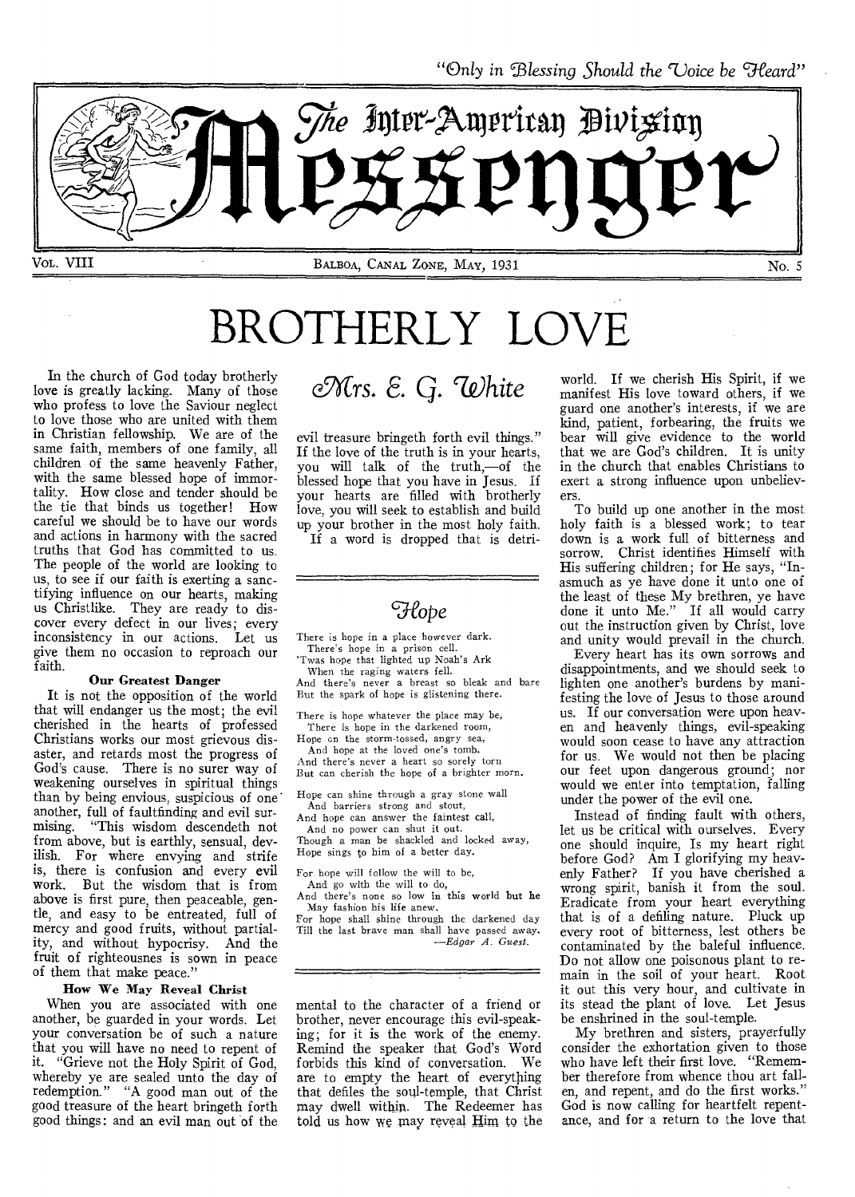*"Only in Blessing Should the Voice be Heard"*

# The Inter-American Division Messenger

VOL. VIII — BALBOA, CANAL ZONE, MAY, 1931 — No. 5

# BROTHERLY LOVE

## Mrs. E. G. White

In the church of God today brotherly love is greatly lacking. Many of those who profess to love the Saviour neglect to love those who are united with them in Christian fellowship. We are of the same faith, members of one family, all children of the same heavenly Father, with the same blessed hope of immortality. How close and tender should be the tie that binds us together! How careful we should be to have our words and actions in harmony with the sacred truths that God has committed to us. The people of the world are looking to us, to see if our faith is exerting a sanctifying influence on our hearts, making us Christlike. They are ready to discover every defect in our lives; every inconsistency in our actions. Let us give them no occasion to reproach our faith.

### Our Greatest Danger

It is not the opposition of the world that will endanger us the most; the evil cherished in the hearts of professed Christians works our most grievous disaster, and retards most the progress of God's cause. There is no surer way of weakening ourselves in spiritual things than by being envious, suspicious of one another, full of faultfinding and evil surmising. "This wisdom descendeth not from above, but is earthly, sensual, devilish. For where envying and strife is, there is confusion and every evil work. But the wisdom that is from above is first pure, then peaceable, gentle, and easy to be entreated, full of mercy and good fruits, without partiality, and without hypocrisy. And the fruit of righteousnes is sown in peace of them that make peace."

### How We May Reveal Christ

When you are associated with one another, be guarded in your words. Let your conversation be of such a nature that you will have no need to repent of it. "Grieve not the Holy Spirit of God, whereby ye are sealed unto the day of redemption." "A good man out of the good treasure of the heart bringeth forth good things: and an evil man out of the evil treasure bringeth forth evil things." If the love of the truth is in your hearts, you will talk of the truth,—of the blessed hope that you have in Jesus. If your hearts are filled with brotherly love, you will seek to establish and build up your brother in the most holy faith. If a word is dropped that is detrimental to the character of a friend or brother, never encourage this evil-speaking; for it is the work of the enemy. Remind the speaker that God's Word forbids this kind of conversation. We are to empty the heart of everything that defiles the soul-temple, that Christ may dwell within. The Redeemer has told us how we may reveal Him to the world. If we cherish His Spirit, if we manifest His love toward others, if we guard one another's interests, if we are kind, patient, forbearing, the fruits we bear will give evidence to the world that we are God's children. It is unity in the church that enables Christians to exert a strong influence upon unbelievers.

To build up one another in the most holy faith is a blessed work; to tear down is a work full of bitterness and sorrow. Christ identifies Himself with His suffering children; for He says, "Inasmuch as ye have done it unto one of the least of these My brethren, ye have done it unto Me." If all would carry out the instruction given by Christ, love and unity would prevail in the church.

Every heart has its own sorrows and disappointments, and we should seek to lighten one another's burdens by manifesting the love of Jesus to those around us. If our conversation were upon heaven and heavenly things, evil-speaking would soon cease to have any attraction for us. We would not then be placing our feet upon dangerous ground; nor would we enter into temptation, falling under the power of the evil one.

Instead of finding fault with others, let us be critical with ourselves. Every one should inquire, Is my heart right before God? Am I glorifying my heavenly Father? If you have cherished a wrong spirit, banish it from the soul. Eradicate from your heart everything that is of a defiling nature. Pluck up every root of bitterness, lest others be contaminated by the baleful influence. Do not allow one poisonous plant to remain in the soil of your heart. Root it out this very hour, and cultivate in its stead the plant of love. Let Jesus be enshrined in the soul-temple.

My brethren and sisters, prayerfully consider the exhortation given to those who have left their first love. "Remember therefore from whence thou art fallen, and repent, and do the first works." God is now calling for heartfelt repentance, and for a return to the love that

---

## Hope

There is hope in a place however dark.
There's hope in a prison cell.
'Twas hope that lighted up Noah's Ark
When the raging waters fell.
And there's never a breast so bleak and bare
But the spark of hope is glistening there.

There is hope whatever the place may be,
There is hope in the darkened room,
Hope on the storm-tossed, angry sea,
And hope at the loved one's tomb.
And there's never a heart so sorely torn
But can cherish the hope of a brighter morn.

Hope can shine through a gray stone wall
And barriers strong and stout,
And hope can answer the faintest call,
And no power can shut it out.
Though a man be shackled and locked away,
Hope sings to him of a better day.

For hope will follow the will to be,
And go with the will to do,
And there's none so low in this world but he
May fashion his life anew.
For hope shall shine through the darkened day
Till the last brave man shall have passed away.

—*Edgar A. Guest.*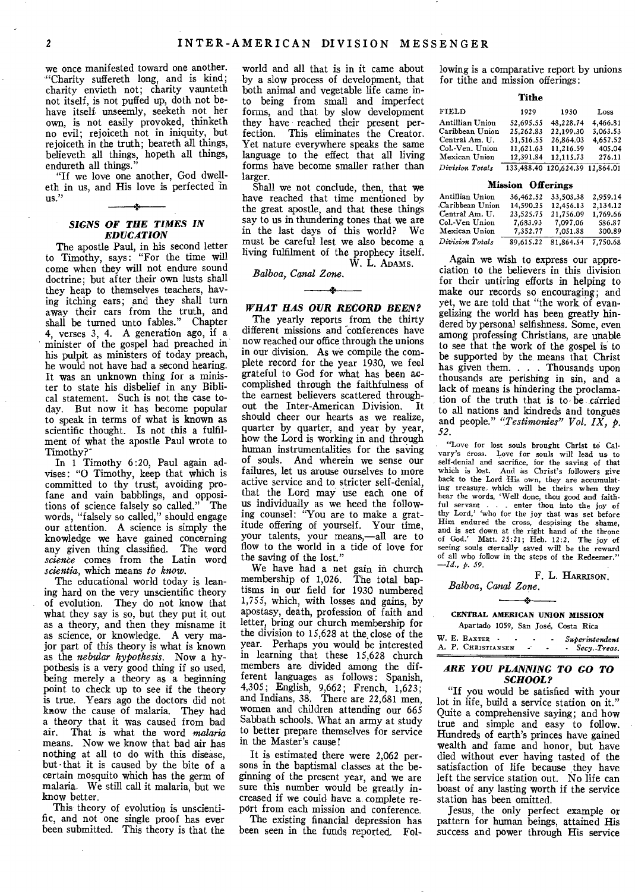we once manifested toward one another. "Charity suffereth long, and is kind; charity envieth not; charity vaunteth not itself, is not puffed up, doth not behave itself unseemly, seeketh not her own, is not easily provoked, thinketh no evil; rejoiceth not in iniquity, but rejoiceth in the truth; beareth all things, believeth all things, hopeth all things, endureth all things."

"If we love one another, God dwelleth in us, and His love is perfected in us."

### *SIGNS OF THE TIMES IN EDUCATION*

The apostle Paul, in his second letter to Timothy, says: "For the time will come when they will not endure sound doctrine; but after their own lusts shall they heap to themselves teachers, having itching ears; and they shall turn away their ears from the truth, and shall be turned unto fables." Chapter 4, verses 3, 4. A generation ago, if a minister of the gospel had preached in his pulpit as ministers of today preach, he would not have had a second hearing. It was an unknown thing for a minister to state his disbelief in any Biblical statement. Such is not the case today. But now it has become popular to speak in terms of what is known as scientific thought. Is not this a fulfilment of what the apostle Paul wrote to Timothy?

In 1 Timothy 6:20, Paul again advises: "O Timothy, keep that which is committed to thy trust, avoiding profane and vain babblings, and oppositions of science falsely so called." The words, "falsely so called," should engage our attention. A science is simply the knowledge we have gained concerning any given thing classified. The word *science* comes from the Latin word *scientia*, which means *to know*.

The educational world today is leaning hard on the very unscientific theory of evolution. They do not know that what they say is so, but they put it out as a theory, and then they misname it as science, or knowledge. A very major part of this theory is what is known as the *nebular hypothesis*. Now a hypothesis is a very good thing if so used, being merely a theory as a beginning point to check up to see if the theory is true. Years ago the doctors did not know the cause of malaria. They had a theory that it was caused from bad air. That is what the word *malaria* means. Now we know that bad air has nothing at all to do with this disease, but that it is caused by the bite of a certain mosquito which has the germ of malaria. We still call it malaria, but we know better.

This theory of evolution is unscientific, and not one single proof has ever been submitted. This theory is that the world and all that is in it came about by a slow process of development, that both animal and vegetable life came into being from small and imperfect forms, and that by slow development they have reached their present perfection. This eliminates the Creator. Yet nature everywhere speaks the same language to the effect that all living forms have become smaller rather than larger.

Shall we not conclude, then, that we have reached that time mentioned by the great apostle, and that these things say to us in thundering tones that we are in the last days of this world? We must be careful lest we also become a living fulfilment of the prophecy itself.

W. L. ADAMS.

*Balboa, Canal Zone.*

### *WHAT HAS OUR RECORD BEEN?*

The yearly reports from the thirty different missions and conferences have now reached our office through the unions in our division. As we compile the complete record for the year 1930, we feel grateful to God for what has been accomplished through the faithfulness of the earnest believers scattered throughout the Inter-American Division. It should cheer our hearts as we realize, quarter by quarter, and year by year, how the Lord is working in and through human instrumentalities for the saving of souls. And wherein we sense our failures, let us arouse ourselves to more active service and to stricter self-denial, that the Lord may use each one of us individually as we heed the following counsel: "You are to make a gratitude offering of yourself. Your time, your talents, your means,—all are to flow to the world in a tide of love for the saving of the lost."

We have had a net gain in church membership of 1,026. The total baptisms in our field for 1930 numbered 1,755, which, with losses and gains, by apostasy, death, profession of faith and letter, bring our church membership for the division to 15,628 at the close of the year. Perhaps you would be interested in learning that these 15,628 church members are divided among the different languages as follows: Spanish, 4,305; English, 9,662; French, 1,623; and Indians, 38. There are 22,681 men, women and children attending our 665 Sabbath schools. What an army at study to better prepare themselves for service in the Master's cause!

It is estimated there were 2,062 persons in the baptismal classes at the beginning of the present year, and we are sure this number would be greatly increased if we could have a complete report from each mission and conference.

The existing financial depression has been seen in the funds reported. Following is a comparative report by unions for tithe and mission offerings:

**Tithe**

| FIELD | 1929 | 1930 | Loss |
|---|---|---|---|
| Antillian Union | 52,695.55 | 48,228.74 | 4,466.81 |
| Caribbean Union | 25,262.83 | 22,199.30 | 3,063.53 |
| Central Am. U. | 31,516.55 | 26,864.03 | 4,652.52 |
| Col.-Ven. Union | 11,621.63 | 11,216.59 | 405.04 |
| Mexican Union | 12,391.84 | 12,115.73 | 276.11 |
| *Division Totals* | 133,488.40 | 120,624.39 | 12,864.01 |

**Mission Offerings**

| FIELD | 1929 | 1930 | Loss |
|---|---|---|---|
| Antillian Union | 36,462.52 | 33,503.38 | 2,959.14 |
| Caribbean Union | 14,590.25 | 12,456.13 | 2,134.12 |
| Central Am. U. | 23,525.75 | 21,756.09 | 1,769.66 |
| Col.-Ven Union | 7,683.93 | 7,097.06 | 586.87 |
| Mexican Union | 7,352.77 | 7,051.88 | 300.89 |
| *Division Totals* | 89,615.22 | 81,864.54 | 7,750.68 |

Again we wish to express our appreciation to the believers in this division for their untiring efforts in helping to make our records so encouraging; and yet, we are told that "the work of evangelizing the world has been greatly hindered by personal selfishness. Some, even among professing Christians, are unable to see that the work of the gospel is to be supported by the means that Christ has given them. . . . Thousands upon thousands are perishing in sin, and a lack of means is hindering the proclamation of the truth that is to be carried to all nations and kindreds and tongues and people." *"Testimonies" Vol. IX, p. 52.*

"Love for lost souls brought Christ to Calvary's cross. Love for souls will lead us to self-denial and sacrifice, for the saving of that which is lost. And as Christ's followers give back to the Lord His own, they are accumulating treasure which will be theirs when they hear the words, 'Well done, thou good and faithful servant . . . enter thou into the joy of thy Lord,' 'who for the joy that was set before Him endured the cross, despising the shame, and is set down at the right hand of the throne of God.' Matt. 25:21; Heb. 12:2. The joy of seeing souls eternally saved will be the reward of all who follow in the steps of the Redeemer." —*Id., p. 59.*

F. L. HARRISON.

*Balboa, Canal Zone.*

**CENTRAL AMERICAN UNION MISSION**
Apartado 1059, San José, Costa Rica

W. E. BAXTER - - - - *Superintendent*
A. P. CHRISTIANSEN - - - *Secy.-Treas.*

### *ARE YOU PLANNING TO GO TO SCHOOL?*

"If you would be satisfied with your lot in life, build a service station on it." Quite a comprehensive saying; and how true and simple and easy to follow. Hundreds of earth's princes have gained wealth and fame and honor, but have died without ever having tasted of the satisfaction of life because they have left the service station out. No life can boast of any lasting worth if the service station has been omitted.

Jesus, the only perfect example or pattern for human beings, attained His success and power through His service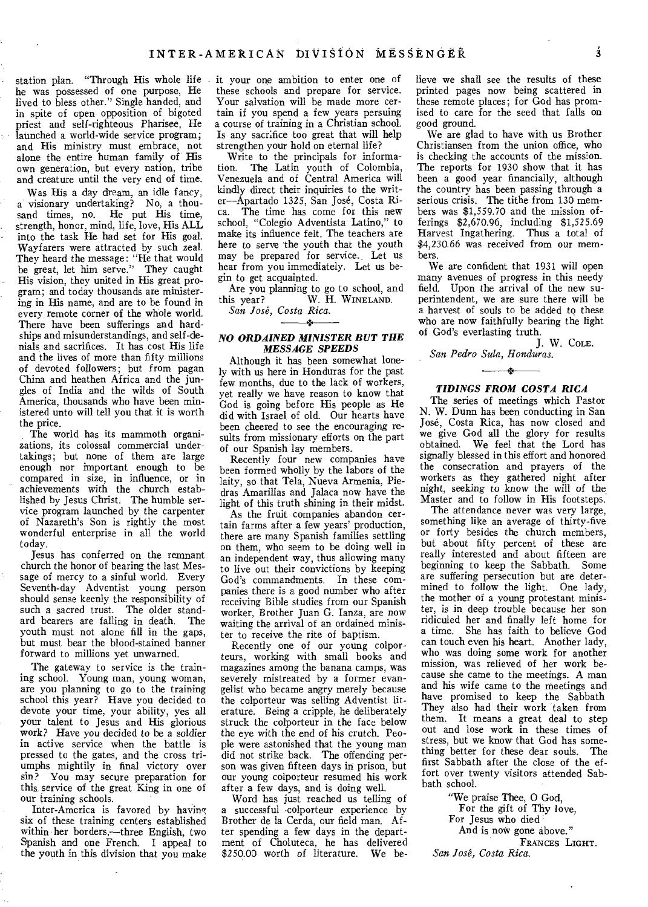station plan. "Through His whole life he was possessed of one purpose, He lived to bless other." Single handed, and in spite of open opposition of bigoted priest and self-righteous Pharisee, He launched a world-wide service program; and His ministry must embrace, not alone the entire human family of His own generation, but every nation, tribe and creature until the very end of time.

Was His a day dream, an idle fancy, a visionary undertaking? No, a thousand times, no. He put His time, strength, honor, mind, life, love, His ALL into the task He had set for His goal. Wayfarers were attracted by such zeal. They heard the message: "He that would be great, let him serve." They caught His vision, they united in His great program; and today thousands are ministering in His name, and are to be found in every remote corner of the whole world. There have been sufferings and hardships and misunderstandings, and self-denials and sacrifices. It has cost His life and the lives of more than fifty millions of devoted followers; but from pagan China and heathen Africa and the jungles of India and the wilds of South America, thousands who have been ministered unto will tell you that it is worth the price.

The world has its mammoth organizations, its colossal commercial undertakings; but none of them are large enough nor important enough to be compared in size, in influence, or in achievements with the church established by Jesus Christ. The humble service program launched by the carpenter of Nazareth's Son is rightly the most wonderful enterprise in all the world today.

Jesus has conferred on the remnant church the honor of bearing the last Message of mercy to a sinful world. Every Seventh-day Adventist young person should sense keenly the responsibility of such a sacred trust. The older standard bearers are falling in death. The youth must not alone fill in the gaps, but must bear the blood-stained banner forward to millions yet unwarned.

The gateway to service is the training school. Young man, young woman, are you planning to go to the training school this year? Have you decided to devote your time, your ability, yes all your talent to Jesus and His glorious work? Have you decided to be a soldier in active service when the battle is pressed to the gates, and the cross triumphs mightily in final victory over sin? You may secure preparation for this service of the great King in one of our training schools.

Inter-America is favored by having six of these training centers established within her borders,—three English, two Spanish and one French. I appeal to the youth in this division that you make it your one ambition to enter one of these schools and prepare for service. Your salvation will be made more certain if you spend a few years persuing a course of training in a Christian school. Is any sacrifice too great that will help strengthen your hold on eternal life?

Write to the principals for information. The Latin youth of Colombia, Venezuela and of Central America will kindly direct their inquiries to the writer—Apartado 1325, San José, Costa Rica. The time has come for this new school, "Colegio Adventista Latino," to make its influence felt. The teachers are here to serve the youth that the youth may be prepared for service. Let us hear from you immediately. Let us begin to get acquainted.

Are you planning to go to school, and this year? W. H. WINELAND.

*San José, Costa Rica.*

### *NO ORDAINED MINISTER BUT THE MESSAGE SPEEDS*

Although it has been somewhat lonely with us here in Honduras for the past few months, due to the lack of workers, yet really we have reason to know that God is going before His people as He did with Israel of old. Our hearts have been cheered to see the encouraging results from missionary efforts on the part of our Spanish lay members.

Recently four new companies have been formed wholly by the labors of the laity, so that Tela, Nueva Armenia, Piedras Amarillas and Jalaca now have the light of this truth shining in their midst.

As the fruit companies abandon certain farms after a few years' production, there are many Spanish families settling on them, who seem to be doing well in an independent way, thus allowing many to live out their convictions by keeping God's commandments. In these companies there is a good number who after receiving Bible studies from our Spanish worker, Brother Juan G. Ianza, are now waiting the arrival of an ordained minister to receive the rite of baptism.

Recently one of our young colporteurs, working with small books and magazines among the banana camps, was severely mistreated by a former evangelist who became angry merely because the colporteur was selling Adventist literature. Being a cripple, he deliberately struck the colporteur in the face below the eye with the end of his crutch. People were astonished that the young man did not strike back. The offending person was given fifteen days in prison, but our young colporteur resumed his work after a few days, and is doing well.

Word has just reached us telling of a successful colporteur experience by Brother de la Cerda, our field man. After spending a few days in the department of Choluteca, he has delivered $250.00 worth of literature. We believe we shall see the results of these printed pages now being scattered in these remote places; for God has promised to care for the seed that falls on good ground.

We are glad to have with us Brother Christiansen from the union office, who is checking the accounts of the mission. The reports for 1930 show that it has been a good year financially, although the country has been passing through a serious crisis. The tithe from 130 members was $1,559.70 and the mission offerings $2,670.96, including $1,525.69 Harvest Ingathering. Thus a total of $4,230.66 was received from our members.

We are confident that 1931 will open many avenues of progress in this needy field. Upon the arrival of the new superintendent, we are sure there will be a harvest of souls to be added to these who are now faithfully bearing the light of God's everlasting truth.

J. W. COLE.

*San Pedro Sula, Honduras.*

### *TIDINGS FROM COSTA RICA*

The series of meetings which Pastor N. W. Dunn has been conducting in San José, Costa Rica, has now closed and we give God all the glory for results obtained. We feel that the Lord has signally blessed in this effort and honored the consecration and prayers of the workers as they gathered night after night, seeking to know the will of the Master and to follow in His footsteps.

The attendance never was very large, something like an average of thirty-five or forty besides the church members, but about fifty percent of these are really interested and about fifteen are beginning to keep the Sabbath. Some are suffering persecution but are determined to follow the light. One lady, the mother of a young protestant minister, is in deep trouble because her son ridiculed her and finally left home for a time. She has faith to believe God can touch even his heart. Another lady, who was doing some work for another mission, was relieved of her work because she came to the meetings. A man and his wife came to the meetings and have promised to keep the Sabbath They also had their work taken from them. It means a great deal to step out and lose work in these times of stress, but we know that God has something better for these dear souls. The first Sabbath after the close of the effort over twenty visitors attended Sabbath school.

> "We praise Thee, O God,
> For the gift of Thy love,
> For Jesus who died
> And is now gone above."

FRANCES LIGHT.

*San José, Costa Rica.*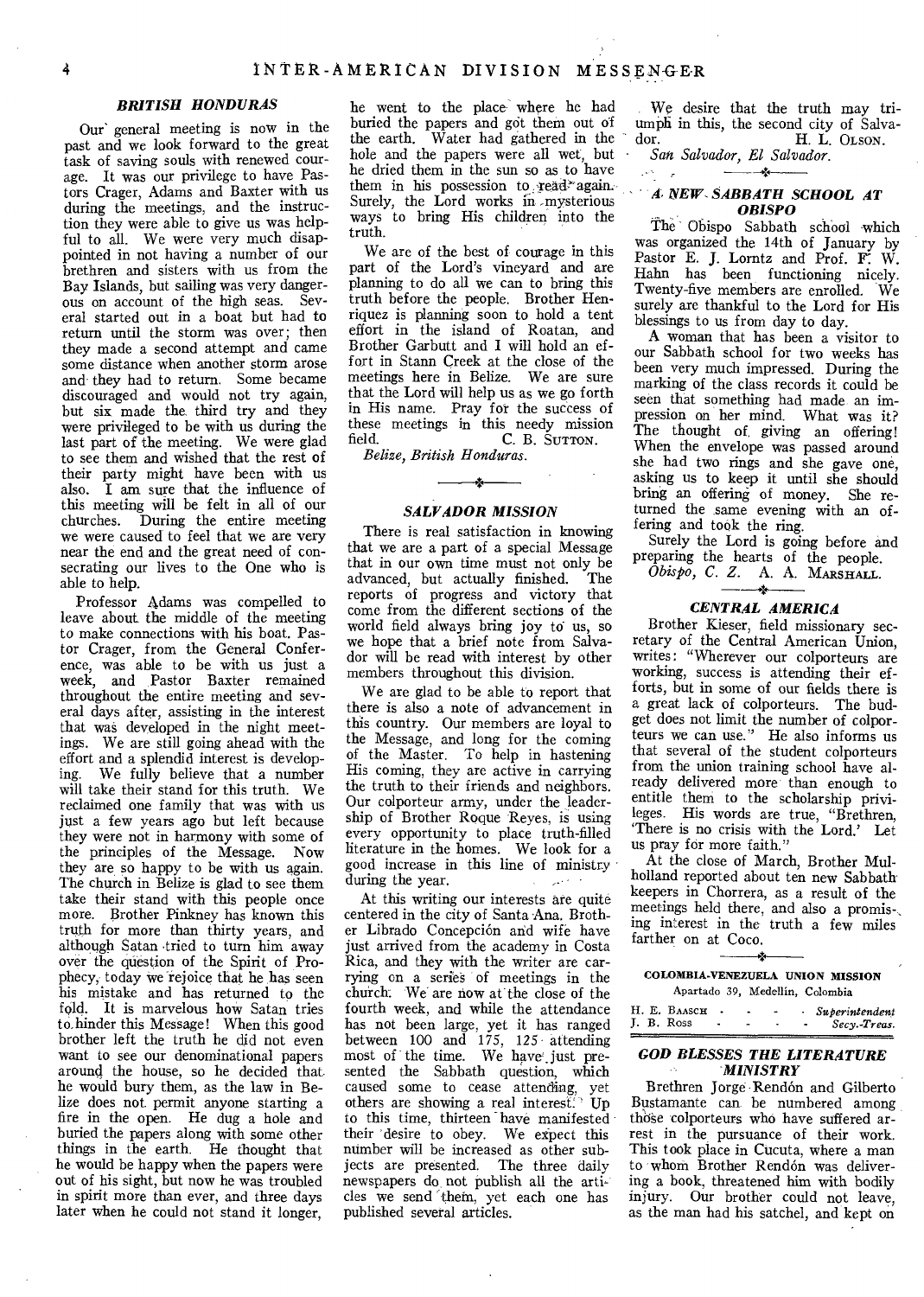### *BRITISH HONDURAS*

Our general meeting is now in the past and we look forward to the great task of saving souls with renewed courage. It was our privilege to have Pastors Crager, Adams and Baxter with us during the meetings, and the instruction they were able to give us was helpful to all. We were very much disappointed in not having a number of our brethren and sisters with us from the Bay Islands, but sailing was very dangerous on account of the high seas. Several started out in a boat but had to return until the storm was over; then they made a second attempt and came some distance when another storm arose and they had to return. Some became discouraged and would not try again, but six made the third try and they were privileged to be with us during the last part of the meeting. We were glad to see them and wished that the rest of their party might have been with us also. I am sure that the influence of this meeting will be felt in all of our churches. During the entire meeting we were caused to feel that we are very near the end and the great need of consecrating our lives to the One who is able to help.

Professor Adams was compelled to leave about the middle of the meeting to make connections with his boat. Pastor Crager, from the General Conference, was able to be with us just a week, and Pastor Baxter remained throughout the entire meeting and several days after, assisting in the interest that was developed in the night meetings. We are still going ahead with the effort and a splendid interest is developing. We fully believe that a number will take their stand for this truth. We reclaimed one family that was with us just a few years ago but left because they were not in harmony with some of the principles of the Message. Now they are so happy to be with us again. The church in Belize is glad to see them take their stand with this people once more. Brother Pinkney has known this truth for more than thirty years, and although Satan tried to turn him away over the question of the Spirit of Prophecy, today we rejoice that he has seen his mistake and has returned to the fold. It is marvelous how Satan tries to hinder this Message! When this good brother left the truth he did not even want to see our denominational papers around the house, so he decided that he would bury them, as the law in Belize does not permit anyone starting a fire in the open. He dug a hole and buried the papers along with some other things in the earth. He thought that he would be happy when the papers were out of his sight, but now he was troubled in spirit more than ever, and three days later when he could not stand it longer, he went to the place where he had buried the papers and got them out of the earth. Water had gathered in the hole and the papers were all wet, but he dried them in the sun so as to have them in his possession to read again. Surely, the Lord works in mysterious ways to bring His children into the truth.

We are of the best of courage in this part of the Lord's vineyard and are planning to do all we can to bring this truth before the people. Brother Henriquez is planning soon to hold a tent effort in the island of Roatan, and Brother Garbutt and I will hold an effort in Stann Creek at the close of the meetings here in Belize. We are sure that the Lord will help us as we go forth in His name. Pray for the success of these meetings in this needy mission field.

C. B. SUTTON.

*Belize, British Honduras.*

### *SALVADOR MISSION*

There is real satisfaction in knowing that we are a part of a special Message that in our own time must not only be advanced, but actually finished. The reports of progress and victory that come from the different sections of the world field always bring joy to us, so we hope that a brief note from Salvador will be read with interest by other members throughout this division.

We are glad to be able to report that there is also a note of advancement in this country. Our members are loyal to the Message, and long for the coming of the Master. To help in hastening His coming, they are active in carrying the truth to their friends and neighbors. Our colporteur army, under the leadership of Brother Roque Reyes, is using every opportunity to place truth-filled literature in the homes. We look for a good increase in this line of ministry during the year.

At this writing our interests are quite centered in the city of Santa Ana. Brother Librado Concepción and wife have just arrived from the academy in Costa Rica, and they with the writer are carrying on a series of meetings in the church. We are now at the close of the fourth week, and while the attendance has not been large, yet it has ranged between 100 and 175, 125 attending most of the time. We have just presented the Sabbath question, which caused some to cease attending, yet others are showing a real interest. Up to this time, thirteen have manifested their desire to obey. We expect this number will be increased as other subjects are presented. The three daily newspapers do not publish all the articles we send them, yet each one has published several articles.

We desire that the truth may triumph in this, the second city of Salvador.

H. L. OLSON.

*San Salvador, El Salvador.*

### *A NEW SABBATH SCHOOL AT OBISPO*

The Obispo Sabbath school which was organized the 14th of January by Pastor E. J. Lorntz and Prof. F. W. Hahn has been functioning nicely. Twenty-five members are enrolled. We surely are thankful to the Lord for His blessings to us from day to day.

A woman that has been a visitor to our Sabbath school for two weeks has been very much impressed. During the marking of the class records it could be seen that something had made an impression on her mind. What was it? The thought of giving an offering! When the envelope was passed around she had two rings and she gave one, asking us to keep it until she should bring an offering of money. She returned the same evening with an offering and took the ring.

Surely the Lord is going before and preparing the hearts of the people.

*Obispo, C. Z.* A. A. MARSHALL.

### *CENTRAL AMERICA*

Brother Kieser, field missionary secretary of the Central American Union, writes: "Wherever our colporteurs are working, success is attending their efforts, but in some of our fields there is a great lack of colporteurs. The budget does not limit the number of colporteurs we can use." He also informs us that several of the student colporteurs from the union training school have already delivered more than enough to entitle them to the scholarship privileges. His words are true, "Brethren, 'There is no crisis with the Lord.' Let us pray for more faith."

At the close of March, Brother Mulholland reported about ten new Sabbath keepers in Chorrera, as a result of the meetings held there, and also a promising interest in the truth a few miles farther on at Coco.

**COLOMBIA-VENEZUELA UNION MISSION**

Apartado 39, Medellin, Colombia

H. E. BAASCH - - - - *Superintendent*
J. B. ROSS - - - - *Secy.-Treas.*

### *GOD BLESSES THE LITERATURE MINISTRY*

Brethren Jorge Rendón and Gilberto Bustamante can be numbered among those colporteurs who have suffered arrest in the pursuance of their work. This took place in Cucuta, where a man to whom Brother Rendón was delivering a book, threatened him with bodily injury. Our brother could not leave, as the man had his satchel, and kept on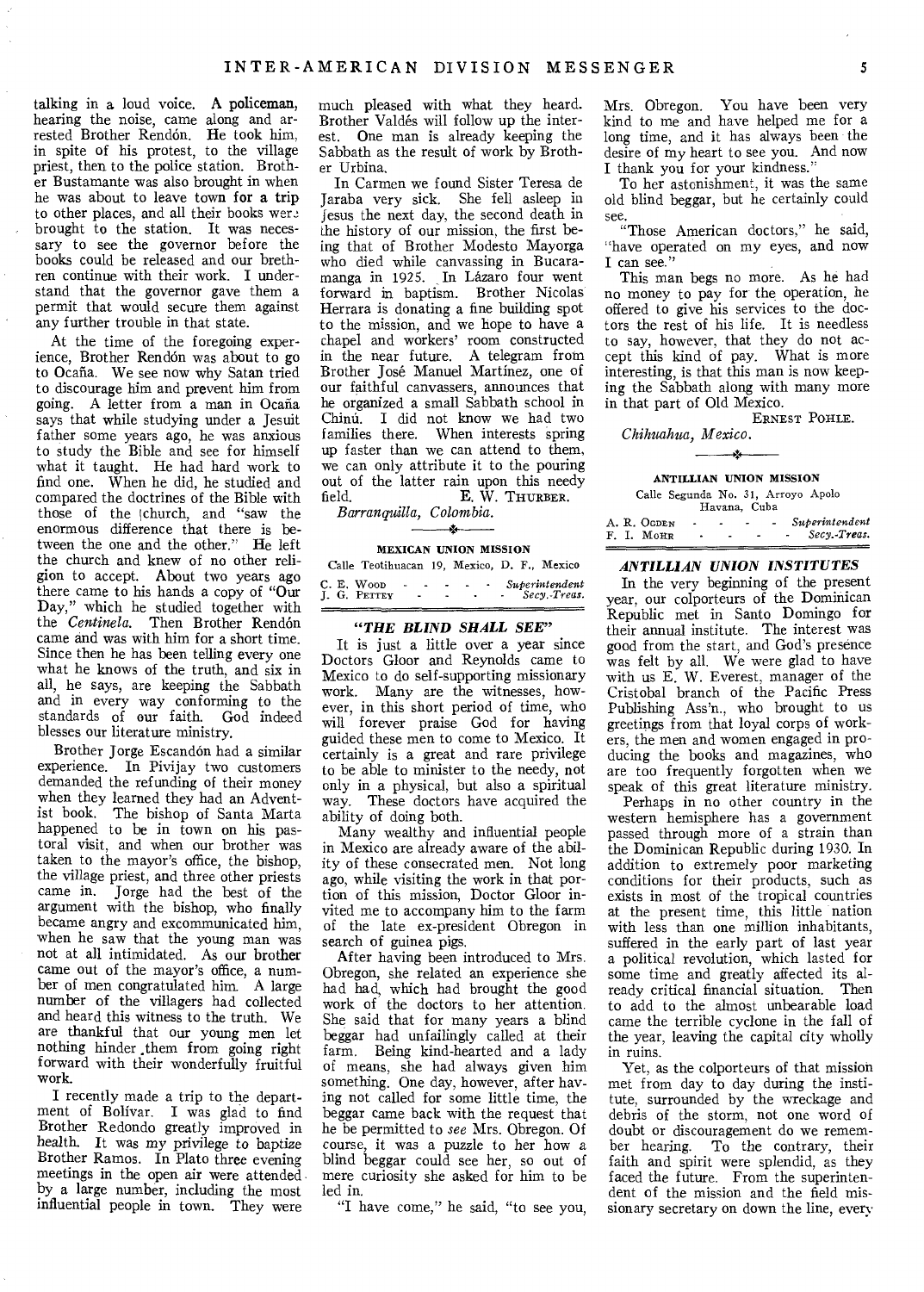talking in a loud voice. A policeman, hearing the noise, came along and arrested Brother Rendón. He took him, in spite of his protest, to the village priest, then to the police station. Brother Bustamante was also brought in when he was about to leave town for a trip to other places, and all their books were brought to the station. It was necessary to see the governor before the books could be released and our brethren continue with their work. I understand that the governor gave them a permit that would secure them against any further trouble in that state.

At the time of the foregoing experience, Brother Rendón was about to go to Ocaña. We see now why Satan tried to discourage him and prevent him from going. A letter from a man in Ocaña says that while studying under a Jesuit father some years ago, he was anxious to study the Bible and see for himself what it taught. He had hard work to find one. When he did, he studied and compared the doctrines of the Bible with those of the church, and "saw the enormous difference that there is between the one and the other." He left the church and knew of no other religion to accept. About two years ago there came to his hands a copy of "Our Day," which he studied together with the *Centinela*. Then Brother Rendón came and was with him for a short time. Since then he has been telling every one what he knows of the truth, and six in all, he says, are keeping the Sabbath and in every way conforming to the standards of our faith. God indeed blesses our literature ministry.

Brother Jorge Escandón had a similar experience. In Pivijay two customers demanded the refunding of their money when they learned they had an Adventist book. The bishop of Santa Marta happened to be in town on his pastoral visit, and when our brother was taken to the mayor's office, the bishop, the village priest, and three other priests came in. Jorge had the best of the argument with the bishop, who finally became angry and excommunicated him, when he saw that the young man was not at all intimidated. As our brother came out of the mayor's office, a number of men congratulated him. A large number of the villagers had collected and heard this witness to the truth. We are thankful that our young men let nothing hinder them from going right forward with their wonderfully fruitful work.

I recently made a trip to the department of Bolívar. I was glad to find Brother Redondo greatly improved in health. It was my privilege to baptize Brother Ramos. In Plato three evening meetings in the open air were attended by a large number, including the most influential people in town. They were much pleased with what they heard. Brother Valdés will follow up the interest. One man is already keeping the Sabbath as the result of work by Brother Urbina.

In Carmen we found Sister Teresa de Jaraba very sick. She fell asleep in Jesus the next day, the second death in the history of our mission, the first being that of Brother Modesto Mayorga who died while canvassing in Bucaramanga in 1925. In Lázaro four went forward in baptism. Brother Nicolas Herrara is donating a fine building spot to the mission, and we hope to have a chapel and workers' room constructed in the near future. A telegram from Brother José Manuel Martínez, one of our faithful canvassers, announces that he organized a small Sabbath school in Chinú. I did not know we had two families there. When interests spring up faster than we can attend to them, we can only attribute it to the pouring out of the latter rain upon this needy field.

E. W. THURBER.

*Barranquilla, Colombia.*

---

**MEXICAN UNION MISSION**

Calle Teotihuacan 19, Mexico, D. F., Mexico

C. E. WOOD - - - - - *Superintendent*
J. G. PETTEY - - - - *Secy.-Treas.*

### *"THE BLIND SHALL SEE"*

It is just a little over a year since Doctors Gloor and Reynolds came to Mexico to do self-supporting missionary work. Many are the witnesses, however, in this short period of time, who will forever praise God for having guided these men to come to Mexico. It certainly is a great and rare privilege to be able to minister to the needy, not only in a physical, but also a spiritual way. These doctors have acquired the ability of doing both.

Many wealthy and influential people in Mexico are already aware of the ability of these consecrated men. Not long ago, while visiting the work in that portion of this mission, Doctor Gloor invited me to accompany him to the farm of the late ex-president Obregon in search of guinea pigs.

After having been introduced to Mrs. Obregon, she related an experience she had had, which had brought the good work of the doctors to her attention. She said that for many years a blind beggar had unfailingly called at their farm. Being kind-hearted and a lady of means, she had always given him something. One day, however, after having not called for some little time, the beggar came back with the request that he be permitted to *see* Mrs. Obregon. Of course, it was a puzzle to her how a blind beggar could see her, so out of mere curiosity she asked for him to be led in.

"I have come," he said, "to see you, Mrs. Obregon. You have been very kind to me and have helped me for a long time, and it has always been the desire of my heart to see you. And now I thank you for your kindness."

To her astonishment, it was the same old blind beggar, but he certainly could see.

"Those American doctors," he said, "have operated on my eyes, and now I can see."

This man begs no more. As he had no money to pay for the operation, he offered to give his services to the doctors the rest of his life. It is needless to say, however, that they do not accept this kind of pay. What is more interesting, is that this man is now keeping the Sabbath along with many more in that part of Old Mexico.

ERNEST POHLE.

*Chihuahua, Mexico.*

---

**ANTILLIAN UNION MISSION**

Calle Segunda No. 31, Arroyo Apolo
Havana, Cuba

A. R. OGDEN - - - - *Superintendent*
F. I. MOHR - - - - *Secy.-Treas.*

### *ANTILLIAN UNION INSTITUTES*

In the very beginning of the present year, our colporteurs of the Dominican Republic met in Santo Domingo for their annual institute. The interest was good from the start, and God's presence was felt by all. We were glad to have with us E. W. Everest, manager of the Cristobal branch of the Pacific Press Publishing Ass'n., who brought to us greetings from that loyal corps of workers, the men and women engaged in producing the books and magazines, who are too frequently forgotten when we speak of this great literature ministry.

Perhaps in no other country in the western hemisphere has a government passed through more of a strain than the Dominican Republic during 1930. In addition to extremely poor marketing conditions for their products, such as exists in most of the tropical countries at the present time, this little nation with less than one million inhabitants, suffered in the early part of last year a political revolution, which lasted for some time and greatly affected its already critical financial situation. Then to add to the almost unbearable load came the terrible cyclone in the fall of the year, leaving the capital city wholly in ruins.

Yet, as the colporteurs of that mission met from day to day during the institute, surrounded by the wreckage and debris of the storm, not one word of doubt or discouragement do we remember hearing. To the contrary, their faith and spirit were splendid, as they faced the future. From the superintendent of the mission and the field missionary secretary on down the line, every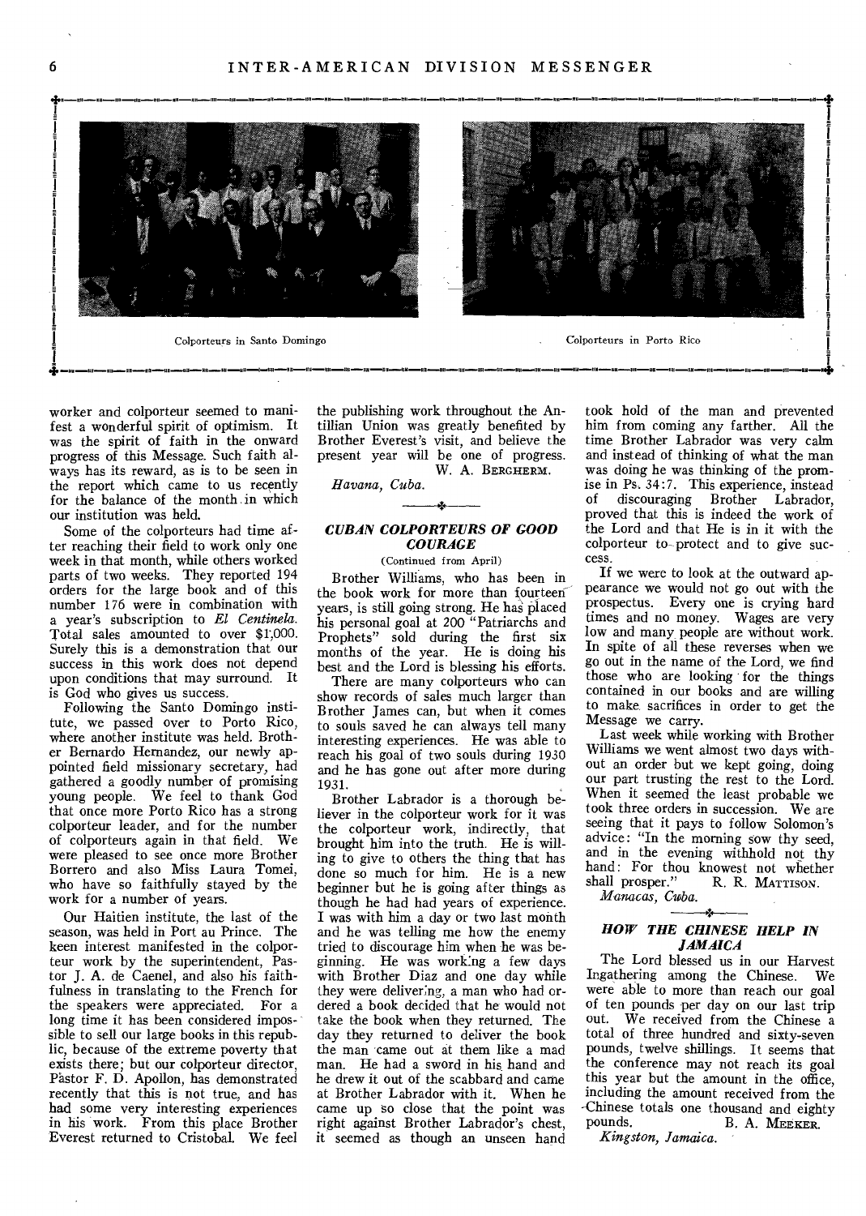Colporteurs in Santo Domingo

Colporteurs in Porto Rico

worker and colporteur seemed to manifest a wonderful spirit of optimism. It was the spirit of faith in the onward progress of this Message. Such faith always has its reward, as is to be seen in the report which came to us recently for the balance of the month in which our institution was held.

Some of the colporteurs had time after reaching their field to work only one week in that month, while others worked parts of two weeks. They reported 194 orders for the large book and of this number 176 were in combination with a year's subscription to *El Centinela.* Total sales amounted to over $1,000. Surely this is a demonstration that our success in this work does not depend upon conditions that may surround. It is God who gives us success.

Following the Santo Domingo institute, we passed over to Porto Rico, where another institute was held. Brother Bernardo Hernandez, our newly appointed field missionary secretary, had gathered a goodly number of promising young people. We feel to thank God that once more Porto Rico has a strong colporteur leader, and for the number of colporteurs again in that field. We were pleased to see once more Brother Borrero and also Miss Laura Tomei, who have so faithfully stayed by the work for a number of years.

Our Haitien institute, the last of the season, was held in Port au Prince. The keen interest manifested in the colporteur work by the superintendent, Pastor J. A. de Caenel, and also his faithfulness in translating to the French for the speakers were appreciated. For a long time it has been considered impossible to sell our large books in this republic, because of the extreme poverty that exists there; but our colporteur director, Pastor F. D. Apollon, has demonstrated recently that this is not true, and has had some very interesting experiences in his work. From this place Brother Everest returned to Cristobal. We feel the publishing work throughout the Antillian Union was greatly benefited by Brother Everest's visit, and believe the present year will be one of progress.

W. A. BERGHERM.

*Havana, Cuba.*

### CUBAN COLPORTEURS OF GOOD COURAGE

(Continued from April)

Brother Williams, who has been in the book work for more than fourteen years, is still going strong. He has placed his personal goal at 200 "Patriarchs and Prophets" sold during the first six months of the year. He is doing his best and the Lord is blessing his efforts.

There are many colporteurs who can show records of sales much larger than Brother James can, but when it comes to souls saved he can always tell many interesting experiences. He was able to reach his goal of two souls during 1930 and he has gone out after more during 1931.

Brother Labrador is a thorough believer in the colporteur work for it was the colporteur work, indirectly, that brought him into the truth. He is willing to give to others the thing that has done so much for him. He is a new beginner but he is going after things as though he had had years of experience. I was with him a day or two last month and he was telling me how the enemy tried to discourage him when he was beginning. He was working a few days with Brother Diaz and one day while they were delivering, a man who had ordered a book decided that he would not take the book when they returned. The day they returned to deliver the book the man came out at them like a mad man. He had a sword in his hand and he drew it out of the scabbard and came at Brother Labrador with it. When he came up so close that the point was right against Brother Labrador's chest, it seemed as though an unseen hand took hold of the man and prevented him from coming any farther. All the time Brother Labrador was very calm and instead of thinking of what the man was doing he was thinking of the promise in Ps. 34:7. This experience, instead of discouraging Brother Labrador, proved that this is indeed the work of the Lord and that He is in it with the colporteur to protect and to give success.

If we were to look at the outward appearance we would not go out with the prospectus. Every one is crying hard times and no money. Wages are very low and many people are without work. In spite of all these reverses when we go out in the name of the Lord, we find those who are looking for the things contained in our books and are willing to make sacrifices in order to get the Message we carry.

Last week while working with Brother Williams we went almost two days without an order but we kept going, doing our part trusting the rest to the Lord. When it seemed the least probable we took three orders in succession. We are seeing that it pays to follow Solomon's advice: "In the morning sow thy seed, and in the evening withhold not thy hand: For thou knowest not whether shall prosper."

R. R. MATTISON.

*Manacas, Cuba.*

### HOW THE CHINESE HELP IN JAMAICA

The Lord blessed us in our Harvest Ingathering among the Chinese. We were able to more than reach our goal of ten pounds per day on our last trip out. We received from the Chinese a total of three hundred and sixty-seven pounds, twelve shillings. It seems that the conference may not reach its goal this year but the amount in the office, including the amount received from the Chinese totals one thousand and eighty pounds.

B. A. MEEKER.

*Kingston, Jamaica.*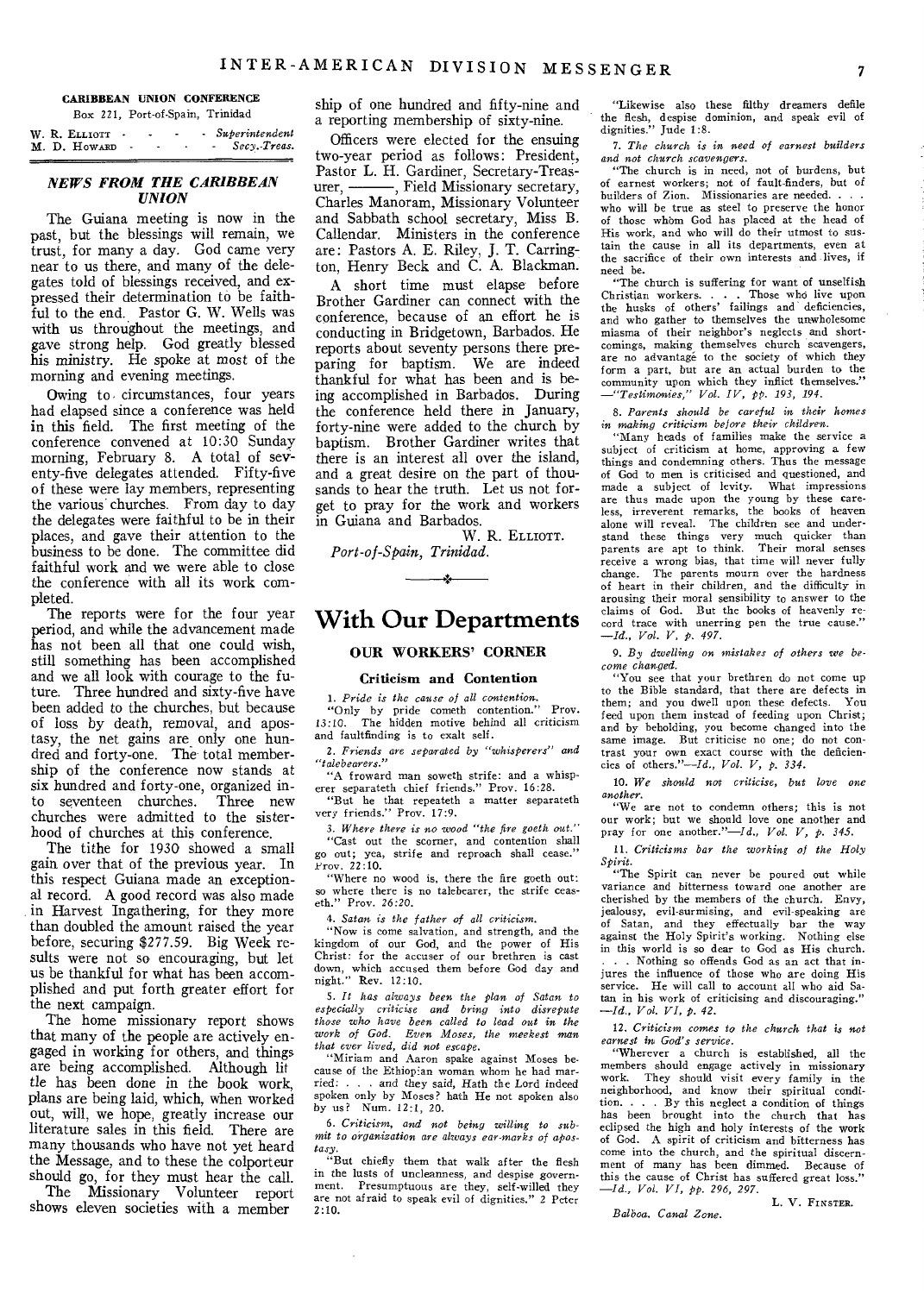**CARIBBEAN UNION CONFERENCE**

Box 221, Port-of-Spain, Trinidad

W. R. ELLIOTT - - - - *Superintendent*
M. D. HOWARD - - - - *Secy.-Treas.*

## *NEWS FROM THE CARIBBEAN UNION*

The Guiana meeting is now in the past, but the blessings will remain, we trust, for many a day. God came very near to us there, and many of the delegates told of blessings received, and expressed their determination to be faithful to the end. Pastor G. W. Wells was with us throughout the meetings, and gave strong help. God greatly blessed his ministry. He spoke at most of the morning and evening meetings.

Owing to circumstances, four years had elapsed since a conference was held in this field. The first meeting of the conference convened at 10:30 Sunday morning, February 8. A total of seventy-five delegates attended. Fifty-five of these were lay members, representing the various churches. From day to day the delegates were faithful to be in their places, and gave their attention to the business to be done. The committee did faithful work and we were able to close the conference with all its work completed.

The reports were for the four year period, and while the advancement made has not been all that one could wish, still something has been accomplished and we all look with courage to the future. Three hundred and sixty-five have been added to the churches, but because of loss by death, removal, and apostasy, the net gains are only one hundred and forty-one. The total membership of the conference now stands at six hundred and forty-one, organized into seventeen churches. Three new churches were admitted to the sisterhood of churches at this conference.

The tithe for 1930 showed a small gain over that of the previous year. In this respect Guiana made an exceptional record. A good record was also made in Harvest Ingathering, for they more than doubled the amount raised the year before, securing $277.59. Big Week results were not so encouraging, but let us be thankful for what has been accomplished and put forth greater effort for the next campaign.

The home missionary report shows that many of the people are actively engaged in working for others, and things are being accomplished. Although little has been done in the book work, plans are being laid, which, when worked out, will, we hope, greatly increase our literature sales in this field. There are many thousands who have not yet heard the Message, and to these the colporteur should go, for they must hear the call.

The Missionary Volunteer report shows eleven societies with a membership of one hundred and fifty-nine and a reporting membership of sixty-nine.

Officers were elected for the ensuing two-year period as follows: President, Pastor L. H. Gardiner, Secretary-Treasurer, ———, Field Missionary secretary, Charles Manoram, Missionary Volunteer and Sabbath school secretary, Miss B. Callendar. Ministers in the conference are: Pastors A. E. Riley, J. T. Carrington, Henry Beck and C. A. Blackman.

A short time must elapse before Brother Gardiner can connect with the conference, because of an effort he is conducting in Bridgetown, Barbados. He reports about seventy persons there preparing for baptism. We are indeed thankful for what has been and is being accomplished in Barbados. During the conference held there in January, forty-nine were added to the church by baptism. Brother Gardiner writes that there is an interest all over the island, and a great desire on the part of thousands to hear the truth. Let us not forget to pray for the work and workers in Guiana and Barbados.

W. R. ELLIOTT.

*Port-of-Spain, Trinidad.*

# With Our Departments

## OUR WORKERS' CORNER

### Criticism and Contention

1. *Pride is the cause of all contention.*

"Only by pride cometh contention." Prov. 13:10. The hidden motive behind all criticism and faultfinding is to exalt self.

2. *Friends are separated by "whisperers" and "talebearers."*

"A froward man soweth strife: and a whisperer separateth chief friends." Prov. 16:28.

"But he that repeateth a matter separateth very friends." Prov. 17:9.

3. *Where there is no wood "the fire goeth out."*

"Cast out the scorner, and contention shall go out; yea, strife and reproach shall cease." Prov. 22:10.

"Where no wood is, there the fire goeth out: so where there is no talebearer, the strife ceaseth." Prov. 26:20.

4. *Satan is the father of all criticism.*

"Now is come salvation, and strength, and the kingdom of our God, and the power of His Christ: for the accuser of our brethren is cast down, which accused them before God day and night." Rev. 12:10.

5. *It has always been the plan of Satan to especially criticise and bring into disrepute those who have been called to lead out in the work of God. Even Moses, the meekest man that ever lived, did not escape.*

"Miriam and Aaron spake against Moses because of the Ethiopian woman whom he had married: . . . and they said, Hath the Lord indeed spoken only by Moses? hath He not spoken also by us?" Num. 12:1, 20.

6. *Criticism, and not being willing to submit to organization are always ear-marks of apostasy.*

"But chiefly them that walk after the flesh in the lusts of uncleanness, and despise government. Presumptuous are they, self-willed they are not afraid to speak evil of dignities." 2 Peter 2:10.

"Likewise also these filthy dreamers defile the flesh, despise dominion, and speak evil of dignities." Jude 1:8.

7. *The church is in need of earnest builders and not church scavengers.*

"The church is in need, not of burdens, but of earnest workers; not of fault-finders, but of builders of Zion. Missionaries are needed. . . . who will be true as steel to preserve the honor of those whom God has placed at the head of His work, and who will do their utmost to sustain the cause in all its departments, even at the sacrifice of their own interests and lives, if need be.

"The church is suffering for want of unselfish Christian workers. . . . Those who live upon the husks of others' failings and deficiencies, and who gather to themselves the unwholesome miasma of their neighbor's neglects and shortcomings, making themselves church scavengers, are no advantage to the society of which they form a part, but are an actual burden to the community upon which they inflict themselves." —*"Testimonies," Vol. IV, pp. 193, 194.*

8. *Parents should be careful in their homes in making criticism before their children.*

"Many heads of families make the service a subject of criticism at home, approving a few things and condemning others. Thus the message of God to men is criticised and questioned, and made a subject of levity. What impressions are thus made upon the young by these careless, irreverent remarks, the books of heaven alone will reveal. The children see and understand these things very much quicker than parents are apt to think. Their moral senses receive a wrong bias, that time will never fully change. The parents mourn over the hardness of heart in their children, and the difficulty in arousing their moral sensibility to answer to the claims of God. But the books of heavenly record trace with unerring pen the true cause." —*Id., Vol. V, p. 497.*

9. *By dwelling on mistakes of others we become changed.*

"You see that your brethren do not come up to the Bible standard, that there are defects in them; and you dwell upon these defects. You feed upon them instead of feeding upon Christ; and by beholding, you become changed into the same image. But criticise no one; do not contrast your own exact course with the deficiencies of others."—*Id., Vol. V, p. 334.*

10. *We should not criticise, but love one another.*

"We are not to condemn others; this is not our work; but we should love one another and pray for one another."—*Id., Vol. V, p. 345.*

11. *Criticisms bar the working of the Holy Spirit.*

"The Spirit can never be poured out while variance and bitterness toward one another are cherished by the members of the church. Envy, jealousy, evil-surmising, and evil-speaking are of Satan, and they effectually bar the way against the Holy Spirit's working. Nothing else in this world is so dear to God as His church. . . . Nothing so offends God as an act that injures the influence of those who are doing His service. He will call to account all who aid Satan in his work of criticising and discouraging." —*Id., Vol. VI, p. 42.*

12. *Criticism comes to the church that is not earnest in God's service.*

"Wherever a church is established, all the members should engage actively in missionary work. They should visit every family in the neighborhood, and know their spiritual condition. . . . By this neglect a condition of things has been brought into the church that has eclipsed the high and holy interests of the work of God. A spirit of criticism and bitterness has come into the church, and the spiritual discernment of many has been dimmed. Because of this the cause of Christ has suffered great loss." —*Id., Vol. VI, pp. 296, 297.*

L. V. FINSTER.

*Balboa, Canal Zone.*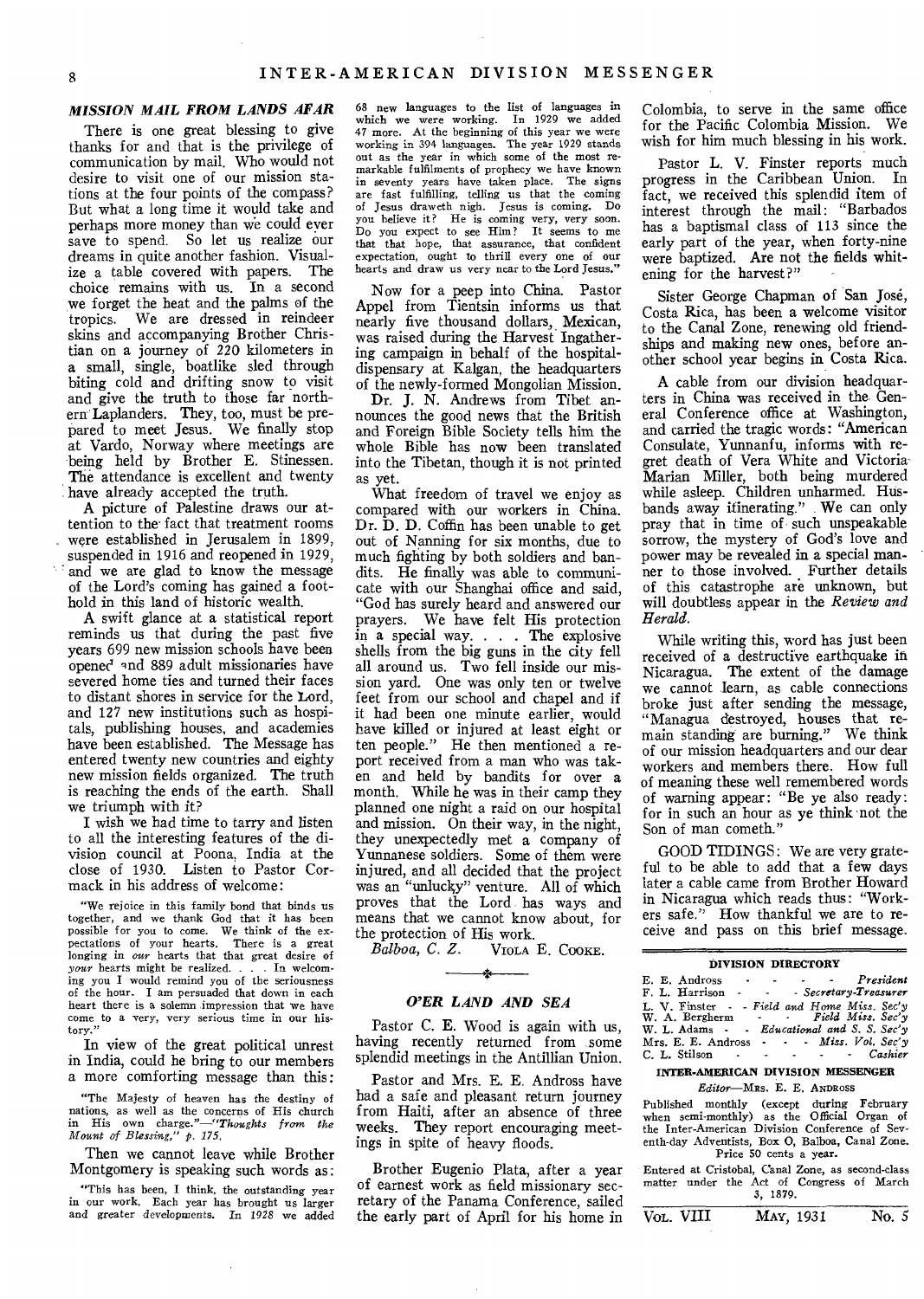## MISSION MAIL FROM LANDS AFAR

There is one great blessing to give thanks for and that is the privilege of communication by mail. Who would not desire to visit one of our mission stations at the four points of the compass? But what a long time it would take and perhaps more money than we could ever save to spend. So let us realize our dreams in quite another fashion. Visualize a table covered with papers. The choice remains with us. In a second we forget the heat and the palms of the tropics. We are dressed in reindeer skins and accompanying Brother Christian on a journey of 220 kilometers in a small, single, boatlike sled through biting cold and drifting snow to visit and give the truth to those far northern Laplanders. They, too, must be prepared to meet Jesus. We finally stop at Vardo, Norway where meetings are being held by Brother E. Stinessen. The attendance is excellent and twenty have already accepted the truth.

A picture of Palestine draws our attention to the fact that treatment rooms were established in Jerusalem in 1899, suspended in 1916 and reopened in 1929, and we are glad to know the message of the Lord's coming has gained a foothold in this land of historic wealth.

A swift glance at a statistical report reminds us that during the past five years 699 new mission schools have been opened and 889 adult missionaries have severed home ties and turned their faces to distant shores in service for the Lord, and 127 new institutions such as hospitals, publishing houses, and academies have been established. The Message has entered twenty new countries and eighty new mission fields organized. The truth is reaching the ends of the earth. Shall we triumph with it?

I wish we had time to tarry and listen to all the interesting features of the division council at Poona, India at the close of 1930. Listen to Pastor Cormack in his address of welcome:

"We rejoice in this family bond that binds us together, and we thank God that it has been possible for you to come. We think of the expectations of your hearts. There is a great longing in *our* hearts that that great desire of *your* hearts might be realized. . . . In welcoming you I would remind you of the seriousness of the hour. I am persuaded that down in each heart there is a solemn impression that we have come to a very, very serious time in our history."

In view of the great political unrest in India, could he bring to our members a more comforting message than this:

"The Majesty of heaven has the destiny of nations, as well as the concerns of His church in His own charge."—*"Thoughts from the Mount of Blessing," p. 175.*

Then we cannot leave while Brother Montgomery is speaking such words as:

"This has been, I think, the outstanding year in our work. Each year has brought us larger and greater developments. In 1928 we added 68 new languages to the list of languages in which we were working. In 1929 we added 47 more. At the beginning of this year we were working in 394 languages. The year 1929 stands out as the year in which some of the most remarkable fulfilments of prophecy we have known in seventy years have taken place. The signs are fast fulfilling, telling us that the coming of Jesus draweth nigh. Jesus is coming. Do you believe it? He is coming very, very soon. Do you expect to see Him? It seems to me that that hope, that assurance, that confident expectation, ought to thrill every one of our hearts and draw us very near to the Lord Jesus."

Now for a peep into China. Pastor Appel from Tientsin informs us that nearly five thousand dollars, Mexican, was raised during the Harvest Ingathering campaign in behalf of the hospital-dispensary at Kalgan, the headquarters of the newly-formed Mongolian Mission.

Dr. J. N. Andrews from Tibet announces the good news that the British and Foreign Bible Society tells him the whole Bible has now been translated into the Tibetan, though it is not printed as yet.

What freedom of travel we enjoy as compared with our workers in China. Dr. D. D. Coffin has been unable to get out of Nanning for six months, due to much fighting by both soldiers and bandits. He finally was able to communicate with our Shanghai office and said, "God has surely heard and answered our prayers. We have felt His protection in a special way. . . . The explosive shells from the big guns in the city fell all around us. Two fell inside our mission yard. One was only ten or twelve feet from our school and chapel and if it had been one minute earlier, would have killed or injured at least eight or ten people." He then mentioned a report received from a man who was taken and held by bandits for over a month. While he was in their camp they planned one night a raid on our hospital and mission. On their way, in the night, they unexpectedly met a company of Yunnanese soldiers. Some of them were injured, and all decided that the project was an "unlucky" venture. All of which proves that the Lord has ways and means that we cannot know about, for the protection of His work.

*Balboa, C. Z.* VIOLA E. COOKE.

## O'ER LAND AND SEA

Pastor C. E. Wood is again with us, having recently returned from some splendid meetings in the Antillian Union.

Pastor and Mrs. E. E. Andross have had a safe and pleasant return journey from Haiti, after an absence of three weeks. They report encouraging meetings in spite of heavy floods.

Brother Eugenio Plata, after a year of earnest work as field missionary secretary of the Panama Conference, sailed the early part of April for his home in Colombia, to serve in the same office for the Pacific Colombia Mission. We wish for him much blessing in his work.

Pastor L. V. Finster reports much progress in the Caribbean Union. In fact, we received this splendid item of interest through the mail: "Barbados has a baptismal class of 113 since the early part of the year, when forty-nine were baptized. Are not the fields whitening for the harvest?"

Sister George Chapman of San José, Costa Rica, has been a welcome visitor to the Canal Zone, renewing old friendships and making new ones, before another school year begins in Costa Rica.

A cable from our division headquarters in China was received in the General Conference office at Washington, and carried the tragic words: "American Consulate, Yunnanfu, informs with regret death of Vera White and Victoria Marian Miller, both being murdered while asleep. Children unharmed. Husbands away itinerating." We can only pray that in time of such unspeakable sorrow, the mystery of God's love and power may be revealed in a special manner to those involved. Further details of this catastrophe are unknown, but will doubtless appear in the *Review and Herald.*

While writing this, word has just been received of a destructive earthquake in Nicaragua. The extent of the damage we cannot learn, as cable connections broke just after sending the message, "Managua destroyed, houses that remain standing are burning." We think of our mission headquarters and our dear workers and members there. How full of meaning these well remembered words of warning appear: "Be ye also ready: for in such an hour as ye think not the Son of man cometh."

GOOD TIDINGS: We are very grateful to be able to add that a few days later a cable came from Brother Howard in Nicaragua which reads thus: "Workers safe." How thankful we are to receive and pass on this brief message.

### DIVISION DIRECTORY

E. E. Andross - - - - *President*
F. L. Harrison - - - *Secretary-Treasurer*
L. V. Finster - - *Field and Home Miss. Sec'y*
W. A. Bergherm - - - *Field Miss. Sec'y*
W. L. Adams - - *Educational and S. S. Sec'y*
Mrs. E. E. Andross - - - *Miss. Vol. Sec'y*
C. L. Stilson - - - - - *Cashier*

### INTER-AMERICAN DIVISION MESSENGER

*Editor*—MRS. E. E. ANDROSS

Published monthly (except during February when semi-monthly) as the Official Organ of the Inter-American Division Conference of Seventh-day Adventists, Box O, Balboa, Canal Zone. Price 50 cents a year.

Entered at Cristobal, Canal Zone, as second-class matter under the Act of Congress of March 3, 1879.

VOL. VIII MAY, 1931 No. 5